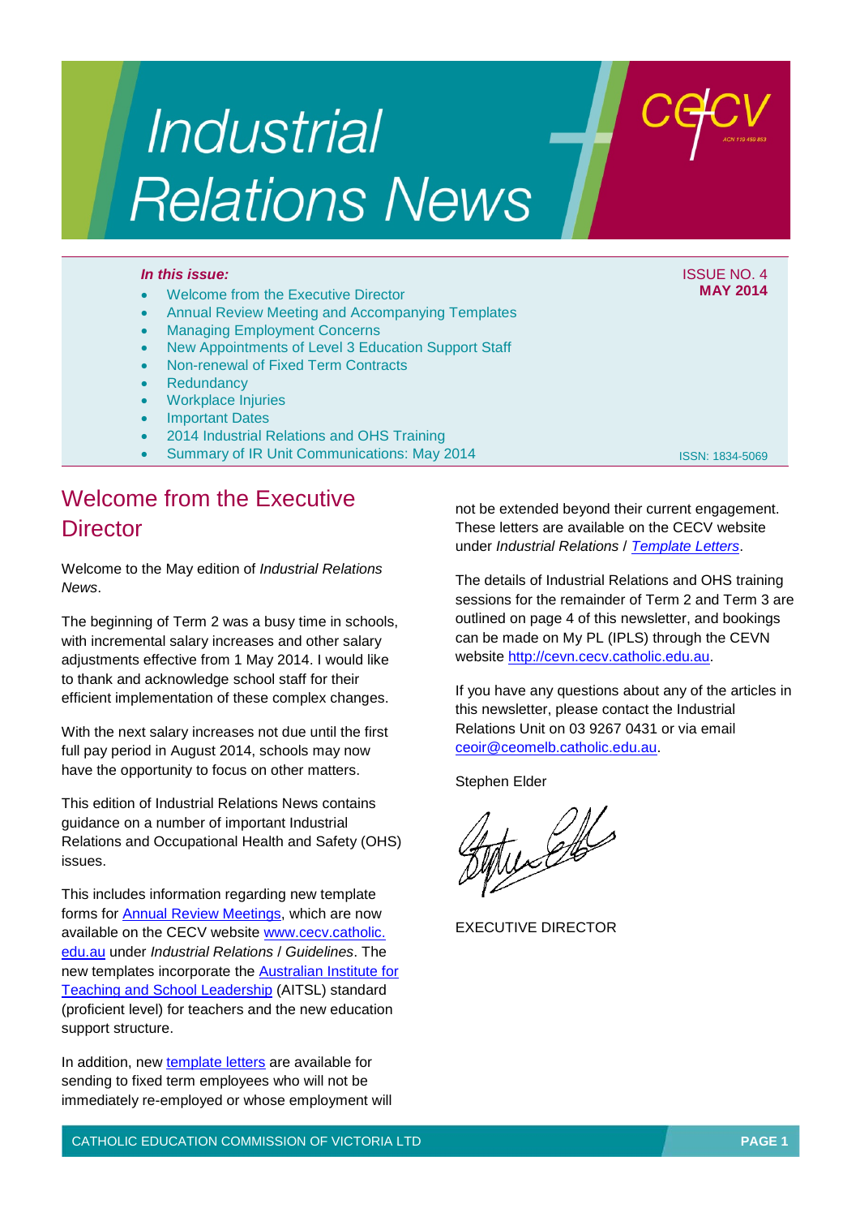# Industrial Relations News

**In this issue:**

- Welcome from the Executive Director
- Annual Review Meeting and Accompanying Templates
- Managing Employment Concerns
- New Appointments of Level 3 Education Support Staff
- Non-renewal of Fixed Term Contracts
- Redundancy
- Workplace Injuries
- Important Dates
- 2014 Industrial Relations and OHS Training
- Summary of IR Unit Communications: May 2014

ISSUE NO. 4
**MAY 2014**

ISSN: 1834-5069

## Welcome from the Executive Director

Welcome to the May edition of *Industrial Relations News*.

The beginning of Term 2 was a busy time in schools, with incremental salary increases and other salary adjustments effective from 1 May 2014. I would like to thank and acknowledge school staff for their efficient implementation of these complex changes.

With the next salary increases not due until the first full pay period in August 2014, schools may now have the opportunity to focus on other matters.

This edition of Industrial Relations News contains guidance on a number of important Industrial Relations and Occupational Health and Safety (OHS) issues.

This includes information regarding new template forms for Annual Review Meetings, which are now available on the CECV website www.cecv.catholic.edu.au under *Industrial Relations* / *Guidelines*. The new templates incorporate the Australian Institute for Teaching and School Leadership (AITSL) standard (proficient level) for teachers and the new education support structure.

In addition, new template letters are available for sending to fixed term employees who will not be immediately re-employed or whose employment will not be extended beyond their current engagement. These letters are available on the CECV website under *Industrial Relations* / *Template Letters*.

The details of Industrial Relations and OHS training sessions for the remainder of Term 2 and Term 3 are outlined on page 4 of this newsletter, and bookings can be made on My PL (IPLS) through the CEVN website http://cevn.cecv.catholic.edu.au.

If you have any questions about any of the articles in this newsletter, please contact the Industrial Relations Unit on 03 9267 0431 or via email ceoir@ceomelb.catholic.edu.au.

Stephen Elder

EXECUTIVE DIRECTOR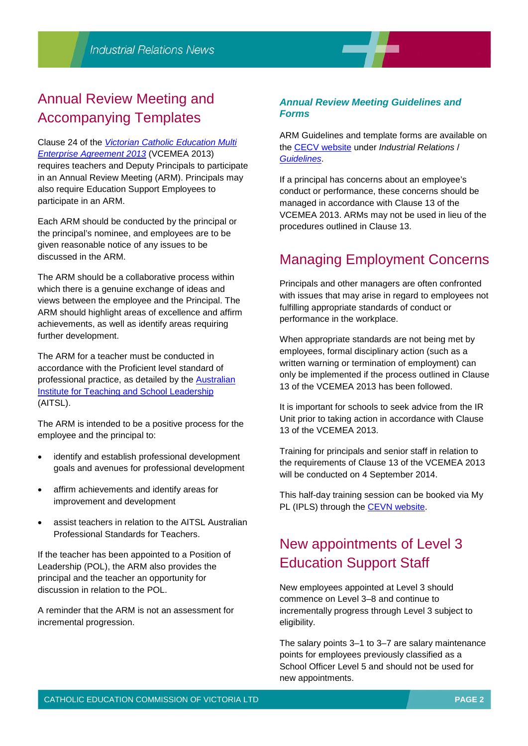## Annual Review Meeting and Accompanying Templates

Clause 24 of the *Victorian Catholic Education Multi Enterprise Agreement 2013* (VCEMEA 2013) requires teachers and Deputy Principals to participate in an Annual Review Meeting (ARM). Principals may also require Education Support Employees to participate in an ARM.

Each ARM should be conducted by the principal or the principal's nominee, and employees are to be given reasonable notice of any issues to be discussed in the ARM.

The ARM should be a collaborative process within which there is a genuine exchange of ideas and views between the employee and the Principal. The ARM should highlight areas of excellence and affirm achievements, as well as identify areas requiring further development.

The ARM for a teacher must be conducted in accordance with the Proficient level standard of professional practice, as detailed by the Australian Institute for Teaching and School Leadership (AITSL).

The ARM is intended to be a positive process for the employee and the principal to:

- identify and establish professional development goals and avenues for professional development
- affirm achievements and identify areas for improvement and development
- assist teachers in relation to the AITSL Australian Professional Standards for Teachers.

If the teacher has been appointed to a Position of Leadership (POL), the ARM also provides the principal and the teacher an opportunity for discussion in relation to the POL.

A reminder that the ARM is not an assessment for incremental progression.

### *Annual Review Meeting Guidelines and Forms*

ARM Guidelines and template forms are available on the CECV website under *Industrial Relations* / *Guidelines*.

If a principal has concerns about an employee's conduct or performance, these concerns should be managed in accordance with Clause 13 of the VCEMEA 2013. ARMs may not be used in lieu of the procedures outlined in Clause 13.

## Managing Employment Concerns

Principals and other managers are often confronted with issues that may arise in regard to employees not fulfilling appropriate standards of conduct or performance in the workplace.

When appropriate standards are not being met by employees, formal disciplinary action (such as a written warning or termination of employment) can only be implemented if the process outlined in Clause 13 of the VCEMEA 2013 has been followed.

It is important for schools to seek advice from the IR Unit prior to taking action in accordance with Clause 13 of the VCEMEA 2013.

Training for principals and senior staff in relation to the requirements of Clause 13 of the VCEMEA 2013 will be conducted on 4 September 2014.

This half-day training session can be booked via My PL (IPLS) through the CEVN website.

## New appointments of Level 3 Education Support Staff

New employees appointed at Level 3 should commence on Level 3–8 and continue to incrementally progress through Level 3 subject to eligibility.

The salary points 3–1 to 3–7 are salary maintenance points for employees previously classified as a School Officer Level 5 and should not be used for new appointments.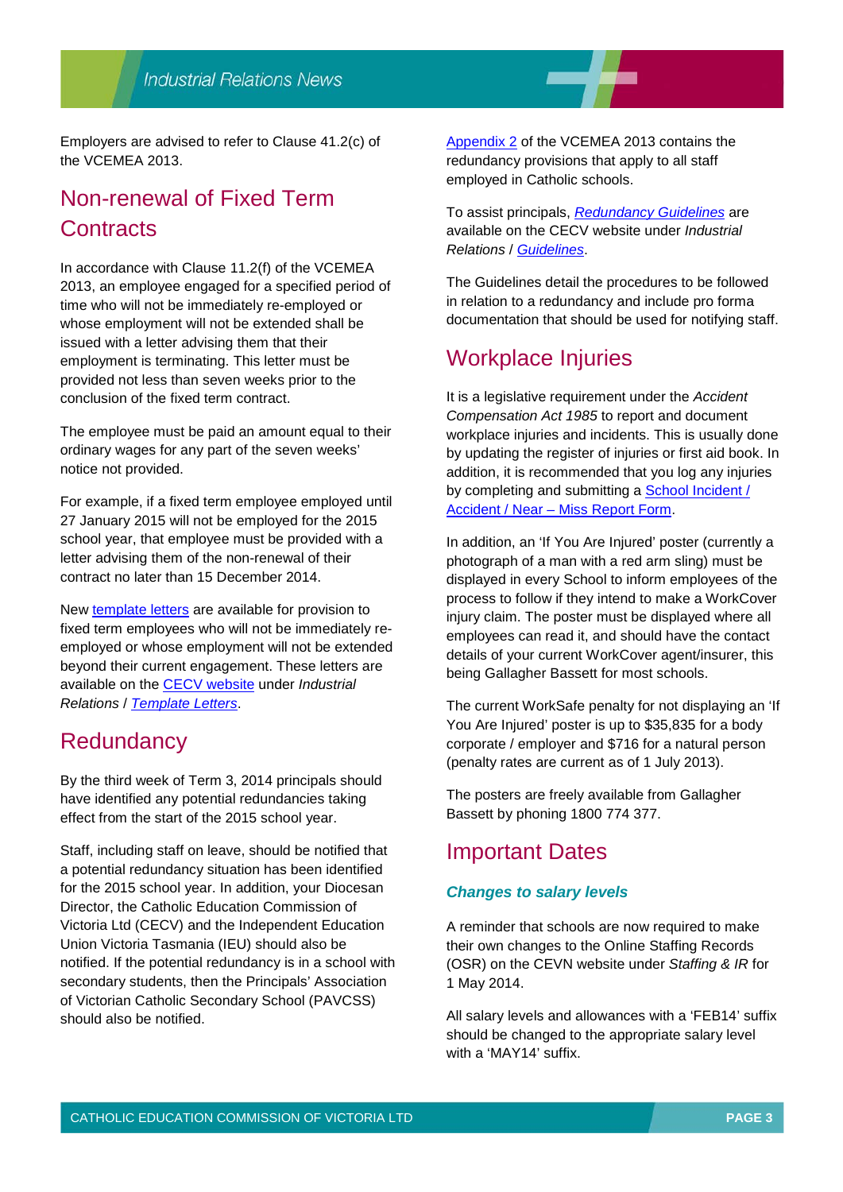Employers are advised to refer to Clause 41.2(c) of the VCEMEA 2013.

## Non-renewal of Fixed Term Contracts

In accordance with Clause 11.2(f) of the VCEMEA 2013, an employee engaged for a specified period of time who will not be immediately re-employed or whose employment will not be extended shall be issued with a letter advising them that their employment is terminating. This letter must be provided not less than seven weeks prior to the conclusion of the fixed term contract.

The employee must be paid an amount equal to their ordinary wages for any part of the seven weeks' notice not provided.

For example, if a fixed term employee employed until 27 January 2015 will not be employed for the 2015 school year, that employee must be provided with a letter advising them of the non-renewal of their contract no later than 15 December 2014.

New template letters are available for provision to fixed term employees who will not be immediately re-employed or whose employment will not be extended beyond their current engagement. These letters are available on the CECV website under *Industrial Relations* / *Template Letters*.

## Redundancy

By the third week of Term 3, 2014 principals should have identified any potential redundancies taking effect from the start of the 2015 school year.

Staff, including staff on leave, should be notified that a potential redundancy situation has been identified for the 2015 school year. In addition, your Diocesan Director, the Catholic Education Commission of Victoria Ltd (CECV) and the Independent Education Union Victoria Tasmania (IEU) should also be notified. If the potential redundancy is in a school with secondary students, then the Principals' Association of Victorian Catholic Secondary School (PAVCSS) should also be notified.

Appendix 2 of the VCEMEA 2013 contains the redundancy provisions that apply to all staff employed in Catholic schools.

To assist principals, *Redundancy Guidelines* are available on the CECV website under *Industrial Relations* / *Guidelines*.

The Guidelines detail the procedures to be followed in relation to a redundancy and include pro forma documentation that should be used for notifying staff.

## Workplace Injuries

It is a legislative requirement under the *Accident Compensation Act 1985* to report and document workplace injuries and incidents. This is usually done by updating the register of injuries or first aid book. In addition, it is recommended that you log any injuries by completing and submitting a School Incident / Accident / Near – Miss Report Form.

In addition, an 'If You Are Injured' poster (currently a photograph of a man with a red arm sling) must be displayed in every School to inform employees of the process to follow if they intend to make a WorkCover injury claim. The poster must be displayed where all employees can read it, and should have the contact details of your current WorkCover agent/insurer, this being Gallagher Bassett for most schools.

The current WorkSafe penalty for not displaying an 'If You Are Injured' poster is up to $35,835 for a body corporate / employer and $716 for a natural person (penalty rates are current as of 1 July 2013).

The posters are freely available from Gallagher Bassett by phoning 1800 774 377.

## Important Dates

### *Changes to salary levels*

A reminder that schools are now required to make their own changes to the Online Staffing Records (OSR) on the CEVN website under *Staffing & IR* for 1 May 2014.

All salary levels and allowances with a 'FEB14' suffix should be changed to the appropriate salary level with a 'MAY14' suffix.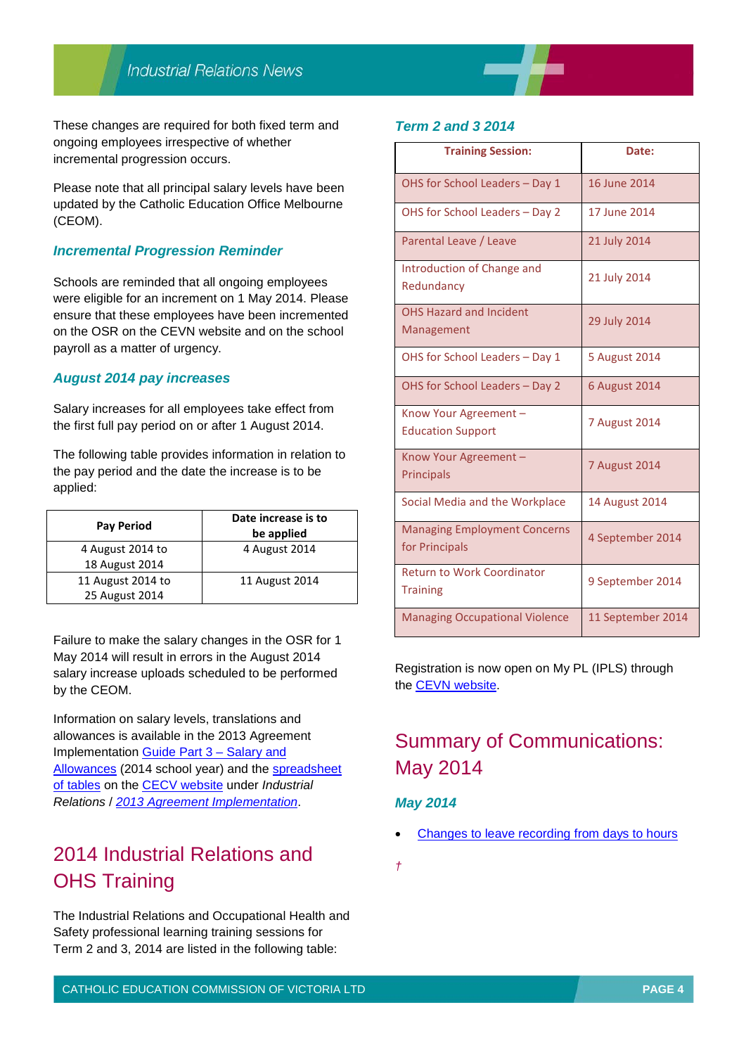These changes are required for both fixed term and ongoing employees irrespective of whether incremental progression occurs.

Please note that all principal salary levels have been updated by the Catholic Education Office Melbourne (CEOM).

### *Incremental Progression Reminder*

Schools are reminded that all ongoing employees were eligible for an increment on 1 May 2014. Please ensure that these employees have been incremented on the OSR on the CEVN website and on the school payroll as a matter of urgency.

### *August 2014 pay increases*

Salary increases for all employees take effect from the first full pay period on or after 1 August 2014.

The following table provides information in relation to the pay period and the date the increase is to be applied:

| Pay Period | Date increase is to be applied |
|---|---|
| 4 August 2014 to 18 August 2014 | 4 August 2014 |
| 11 August 2014 to 25 August 2014 | 11 August 2014 |

Failure to make the salary changes in the OSR for 1 May 2014 will result in errors in the August 2014 salary increase uploads scheduled to be performed by the CEOM.

Information on salary levels, translations and allowances is available in the 2013 Agreement Implementation Guide Part 3 – Salary and Allowances (2014 school year) and the spreadsheet of tables on the CECV website under *Industrial Relations* / *2013 Agreement Implementation*.

## 2014 Industrial Relations and OHS Training

The Industrial Relations and Occupational Health and Safety professional learning training sessions for Term 2 and 3, 2014 are listed in the following table:

### *Term 2 and 3 2014*

| Training Session: | Date: |
|---|---|
| OHS for School Leaders – Day 1 | 16 June 2014 |
| OHS for School Leaders – Day 2 | 17 June 2014 |
| Parental Leave / Leave | 21 July 2014 |
| Introduction of Change and Redundancy | 21 July 2014 |
| OHS Hazard and Incident Management | 29 July 2014 |
| OHS for School Leaders – Day 1 | 5 August 2014 |
| OHS for School Leaders – Day 2 | 6 August 2014 |
| Know Your Agreement – Education Support | 7 August 2014 |
| Know Your Agreement – Principals | 7 August 2014 |
| Social Media and the Workplace | 14 August 2014 |
| Managing Employment Concerns for Principals | 4 September 2014 |
| Return to Work Coordinator Training | 9 September 2014 |
| Managing Occupational Violence | 11 September 2014 |

Registration is now open on My PL (IPLS) through the CEVN website.

## Summary of Communications: May 2014

### *May 2014*

- Changes to leave recording from days to hours

†